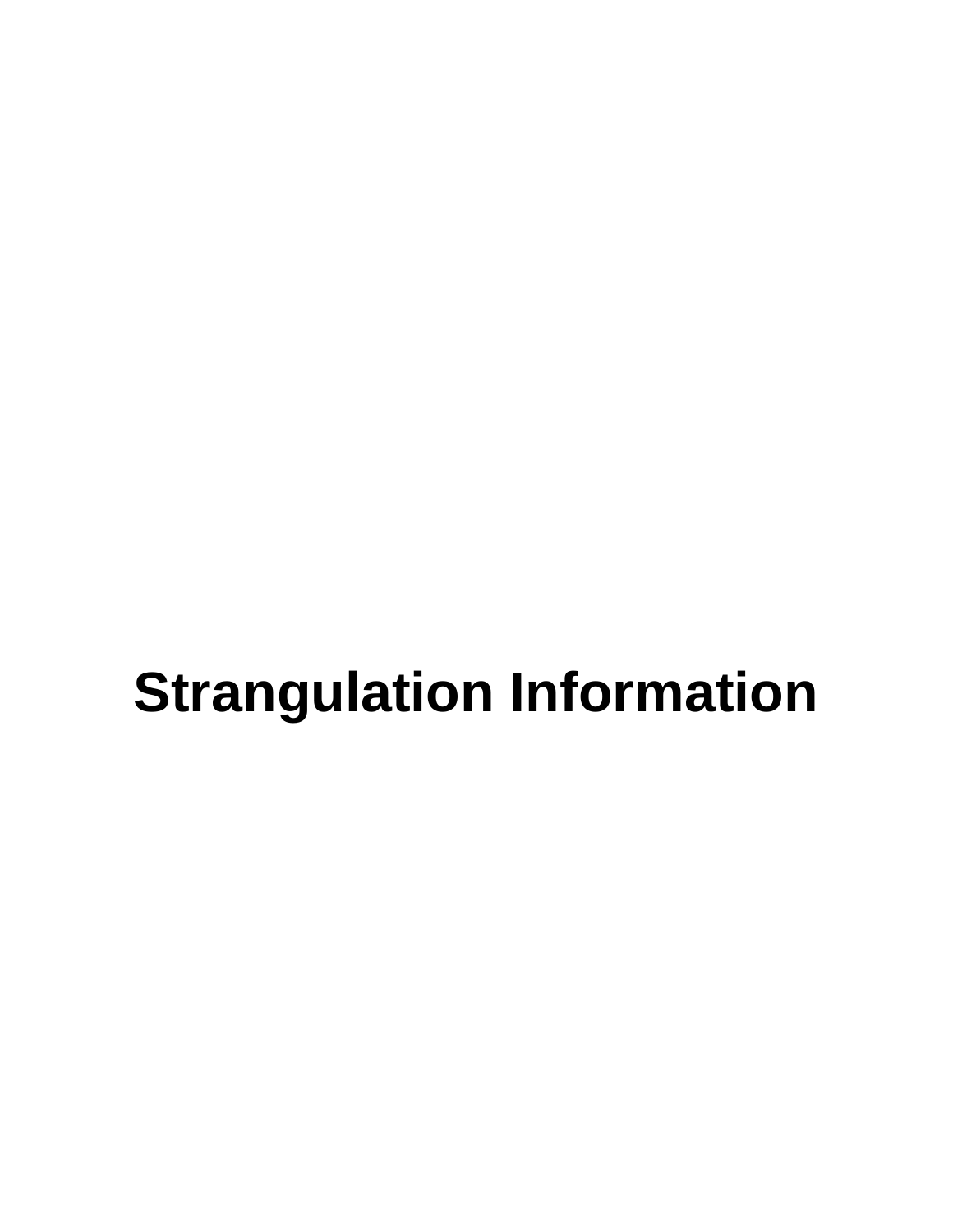# Strangulation Information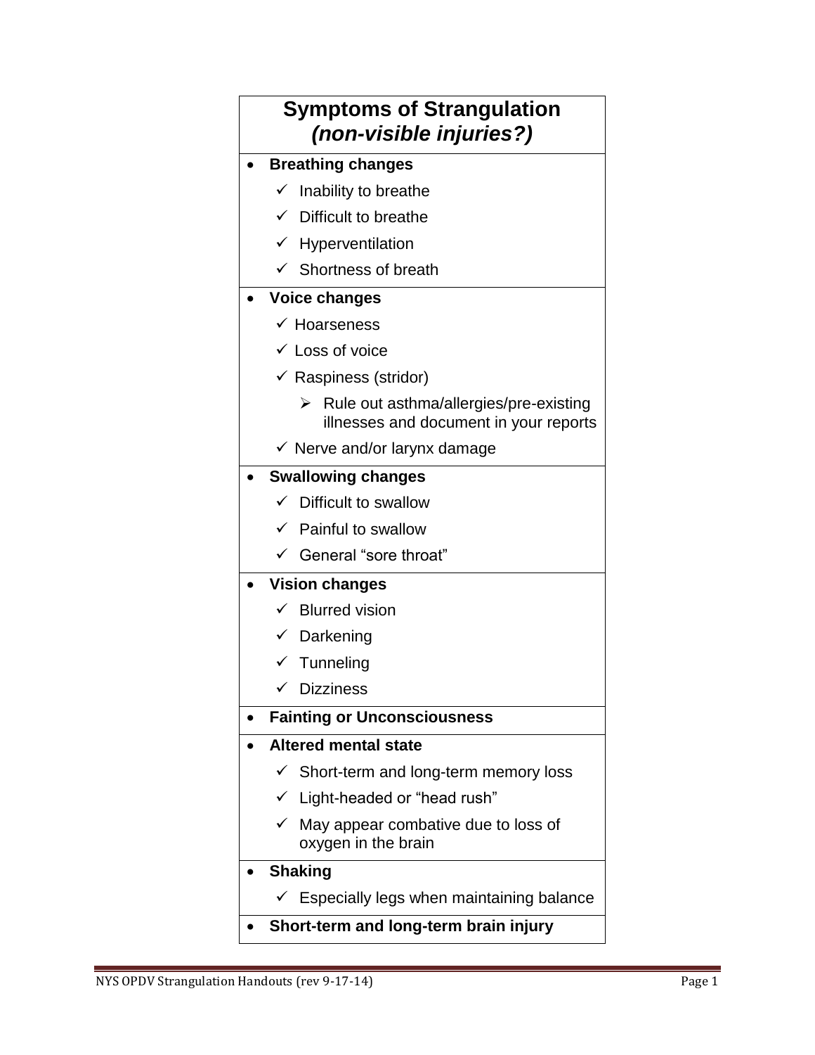## Symptoms of Strangulation
### *(non-visible injuries?)*

- **Breathing changes**
  - ✓ Inability to breathe
  - ✓ Difficult to breathe
  - ✓ Hyperventilation
  - ✓ Shortness of breath
- **Voice changes**
  - ✓ Hoarseness
  - ✓ Loss of voice
  - ✓ Raspiness (stridor)
    - ➢ Rule out asthma/allergies/pre-existing illnesses and document in your reports
  - ✓ Nerve and/or larynx damage
- **Swallowing changes**
  - ✓ Difficult to swallow
  - ✓ Painful to swallow
  - ✓ General "sore throat"
- **Vision changes**
  - ✓ Blurred vision
  - ✓ Darkening
  - ✓ Tunneling
  - ✓ Dizziness
- **Fainting or Unconsciousness**
- **Altered mental state**
  - ✓ Short-term and long-term memory loss
  - ✓ Light-headed or "head rush"
  - ✓ May appear combative due to loss of oxygen in the brain
- **Shaking**
  - ✓ Especially legs when maintaining balance
- **Short-term and long-term brain injury**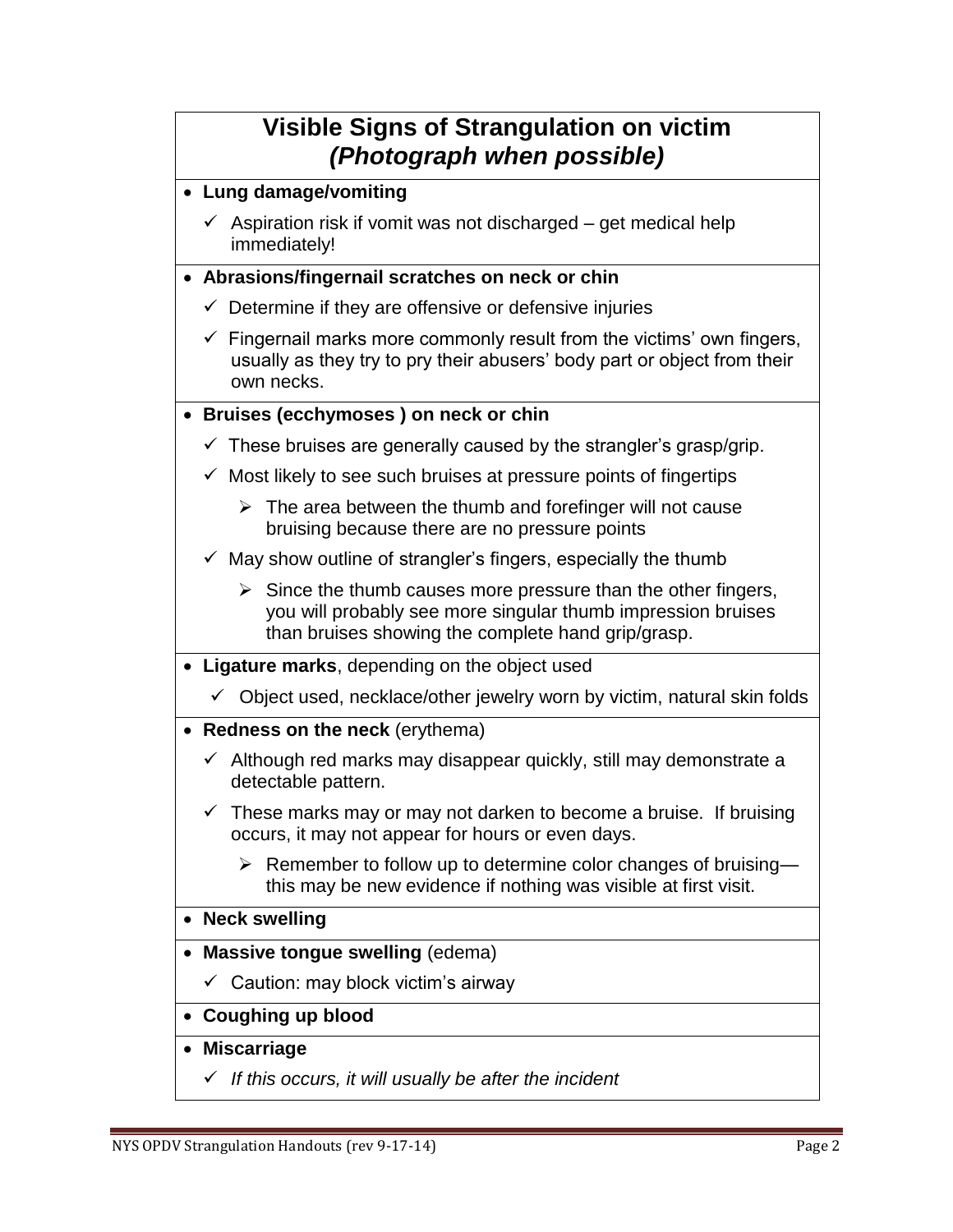## Visible Signs of Strangulation on victim
## *(Photograph when possible)*

- **Lung damage/vomiting**
  - ✓ Aspiration risk if vomit was not discharged – get medical help immediately!
- **Abrasions/fingernail scratches on neck or chin**
  - ✓ Determine if they are offensive or defensive injuries
  - ✓ Fingernail marks more commonly result from the victims' own fingers, usually as they try to pry their abusers' body part or object from their own necks.
- **Bruises (ecchymoses ) on neck or chin**
  - ✓ These bruises are generally caused by the strangler's grasp/grip.
  - ✓ Most likely to see such bruises at pressure points of fingertips
    - ➢ The area between the thumb and forefinger will not cause bruising because there are no pressure points
  - ✓ May show outline of strangler's fingers, especially the thumb
    - ➢ Since the thumb causes more pressure than the other fingers, you will probably see more singular thumb impression bruises than bruises showing the complete hand grip/grasp.
- **Ligature marks**, depending on the object used
  - ✓ Object used, necklace/other jewelry worn by victim, natural skin folds
- **Redness on the neck** (erythema)
  - ✓ Although red marks may disappear quickly, still may demonstrate a detectable pattern.
  - ✓ These marks may or may not darken to become a bruise. If bruising occurs, it may not appear for hours or even days.
    - ➢ Remember to follow up to determine color changes of bruising—this may be new evidence if nothing was visible at first visit.
- **Neck swelling**
- **Massive tongue swelling** (edema)
  - ✓ Caution: may block victim's airway
- **Coughing up blood**
- **Miscarriage**
  - ✓ *If this occurs, it will usually be after the incident*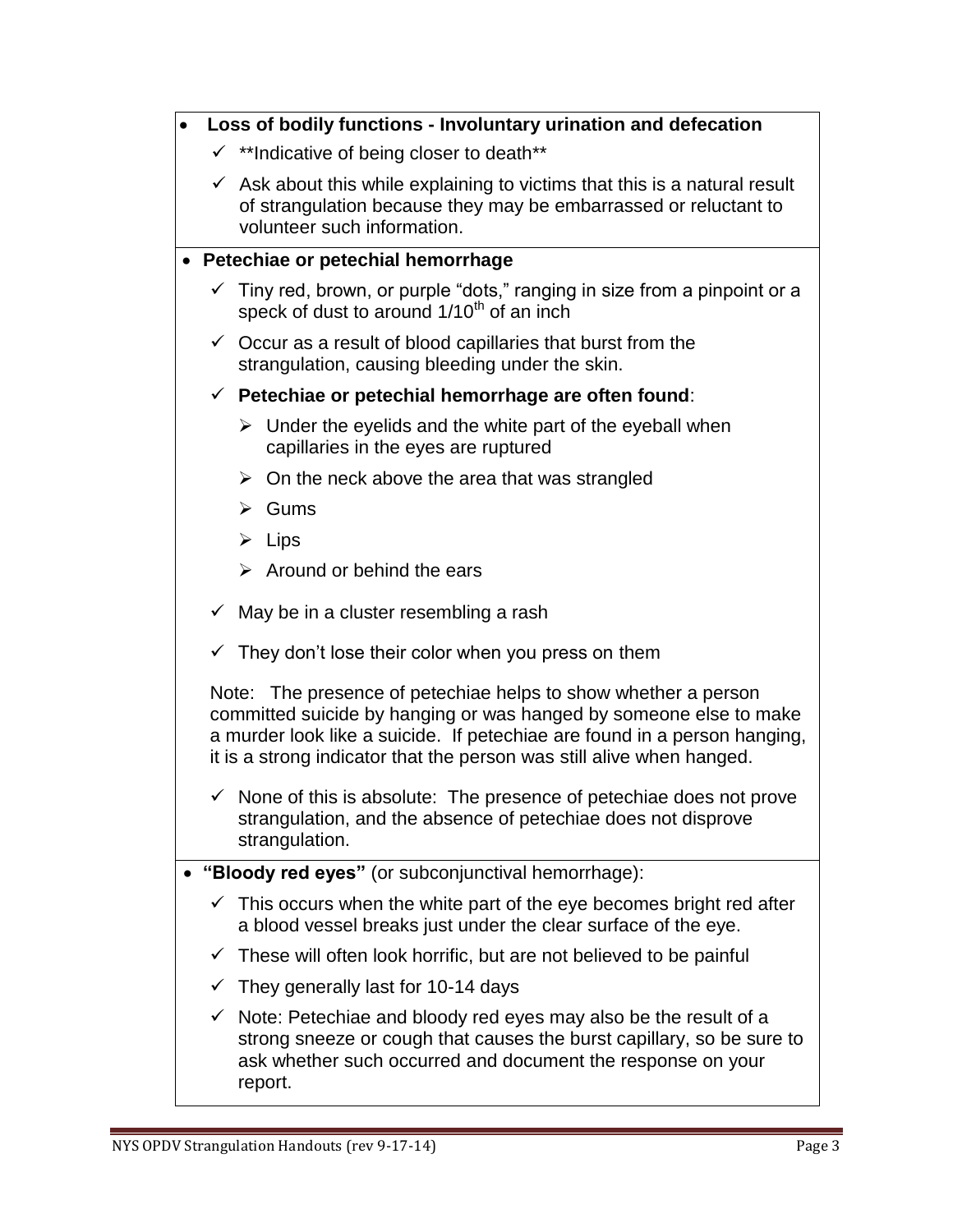- **Loss of bodily functions - Involuntary urination and defecation**
  - ✓ **Indicative of being closer to death**
  - ✓ Ask about this while explaining to victims that this is a natural result of strangulation because they may be embarrassed or reluctant to volunteer such information.

- **Petechiae or petechial hemorrhage**
  - ✓ Tiny red, brown, or purple "dots," ranging in size from a pinpoint or a speck of dust to around 1/10th of an inch
  - ✓ Occur as a result of blood capillaries that burst from the strangulation, causing bleeding under the skin.
  - ✓ **Petechiae or petechial hemorrhage are often found**:
    - ➢ Under the eyelids and the white part of the eyeball when capillaries in the eyes are ruptured
    - ➢ On the neck above the area that was strangled
    - ➢ Gums
    - ➢ Lips
    - ➢ Around or behind the ears
  - ✓ May be in a cluster resembling a rash
  - ✓ They don't lose their color when you press on them

  Note: The presence of petechiae helps to show whether a person committed suicide by hanging or was hanged by someone else to make a murder look like a suicide. If petechiae are found in a person hanging, it is a strong indicator that the person was still alive when hanged.

  - ✓ None of this is absolute: The presence of petechiae does not prove strangulation, and the absence of petechiae does not disprove strangulation.

- **"Bloody red eyes"** (or subconjunctival hemorrhage):
  - ✓ This occurs when the white part of the eye becomes bright red after a blood vessel breaks just under the clear surface of the eye.
  - ✓ These will often look horrific, but are not believed to be painful
  - ✓ They generally last for 10-14 days
  - ✓ Note: Petechiae and bloody red eyes may also be the result of a strong sneeze or cough that causes the burst capillary, so be sure to ask whether such occurred and document the response on your report.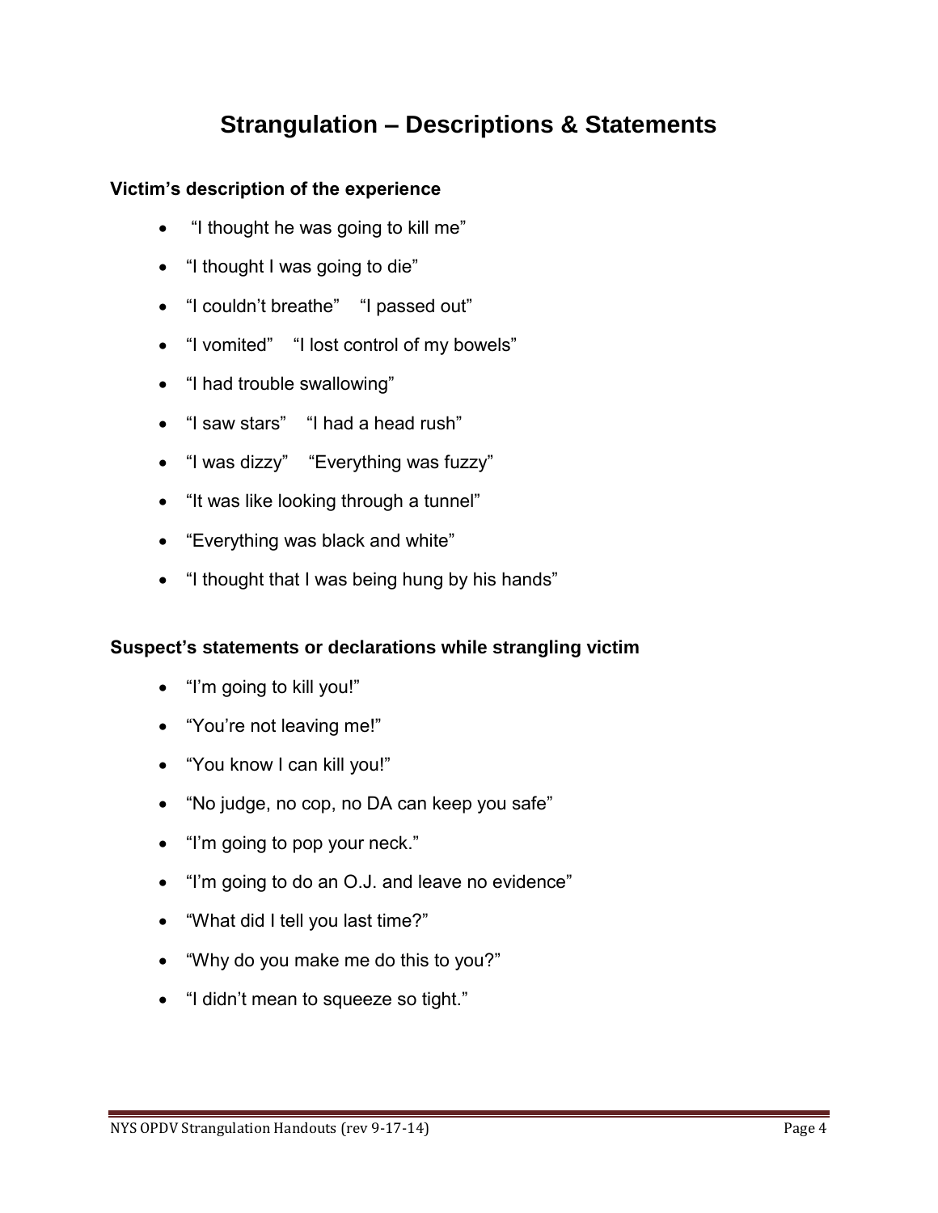# Strangulation – Descriptions & Statements

### Victim's description of the experience

- "I thought he was going to kill me"
- "I thought I was going to die"
- "I couldn't breathe"    "I passed out"
- "I vomited"    "I lost control of my bowels"
- "I had trouble swallowing"
- "I saw stars"    "I had a head rush"
- "I was dizzy"    "Everything was fuzzy"
- "It was like looking through a tunnel"
- "Everything was black and white"
- "I thought that I was being hung by his hands"

### Suspect's statements or declarations while strangling victim

- "I'm going to kill you!"
- "You're not leaving me!"
- "You know I can kill you!"
- "No judge, no cop, no DA can keep you safe"
- "I'm going to pop your neck."
- "I'm going to do an O.J. and leave no evidence"
- "What did I tell you last time?"
- "Why do you make me do this to you?"
- "I didn't mean to squeeze so tight."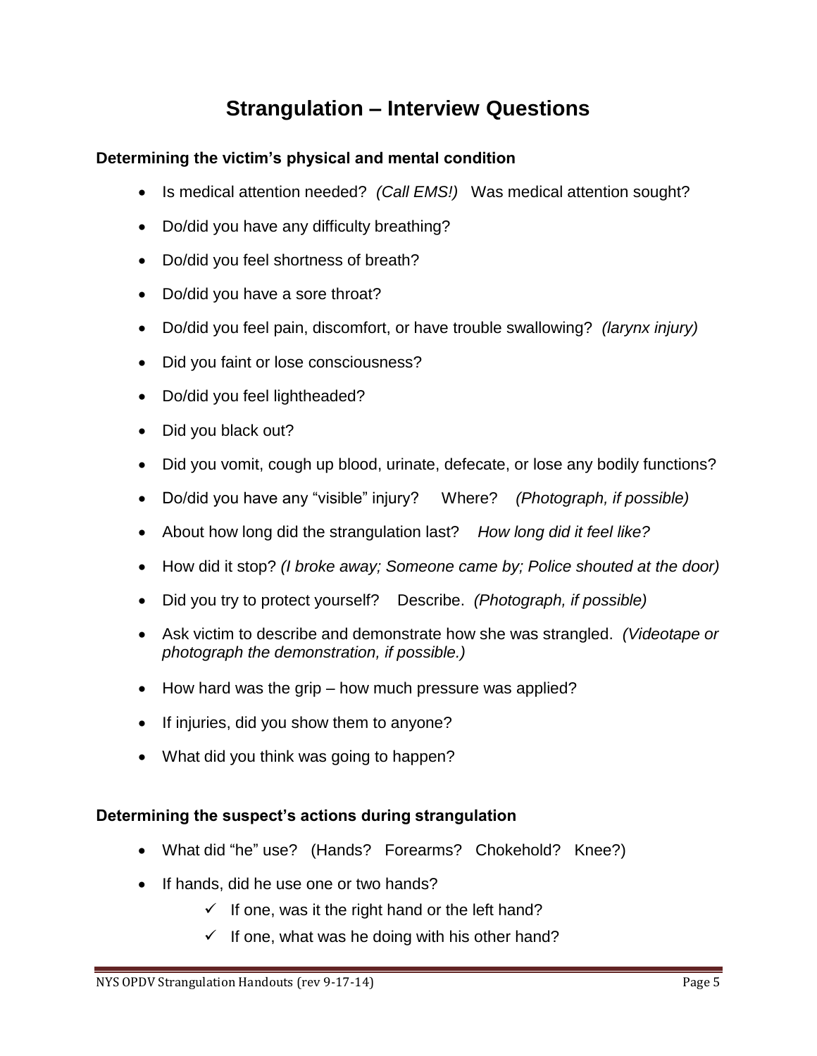# Strangulation – Interview Questions

### Determining the victim's physical and mental condition

- Is medical attention needed? *(Call EMS!)* Was medical attention sought?
- Do/did you have any difficulty breathing?
- Do/did you feel shortness of breath?
- Do/did you have a sore throat?
- Do/did you feel pain, discomfort, or have trouble swallowing? *(larynx injury)*
- Did you faint or lose consciousness?
- Do/did you feel lightheaded?
- Did you black out?
- Did you vomit, cough up blood, urinate, defecate, or lose any bodily functions?
- Do/did you have any "visible" injury? Where? *(Photograph, if possible)*
- About how long did the strangulation last? *How long did it feel like?*
- How did it stop? *(I broke away; Someone came by; Police shouted at the door)*
- Did you try to protect yourself? Describe. *(Photograph, if possible)*
- Ask victim to describe and demonstrate how she was strangled. *(Videotape or photograph the demonstration, if possible.)*
- How hard was the grip – how much pressure was applied?
- If injuries, did you show them to anyone?
- What did you think was going to happen?

### Determining the suspect's actions during strangulation

- What did "he" use? (Hands? Forearms? Chokehold? Knee?)
- If hands, did he use one or two hands?
  - ✓ If one, was it the right hand or the left hand?
  - ✓ If one, what was he doing with his other hand?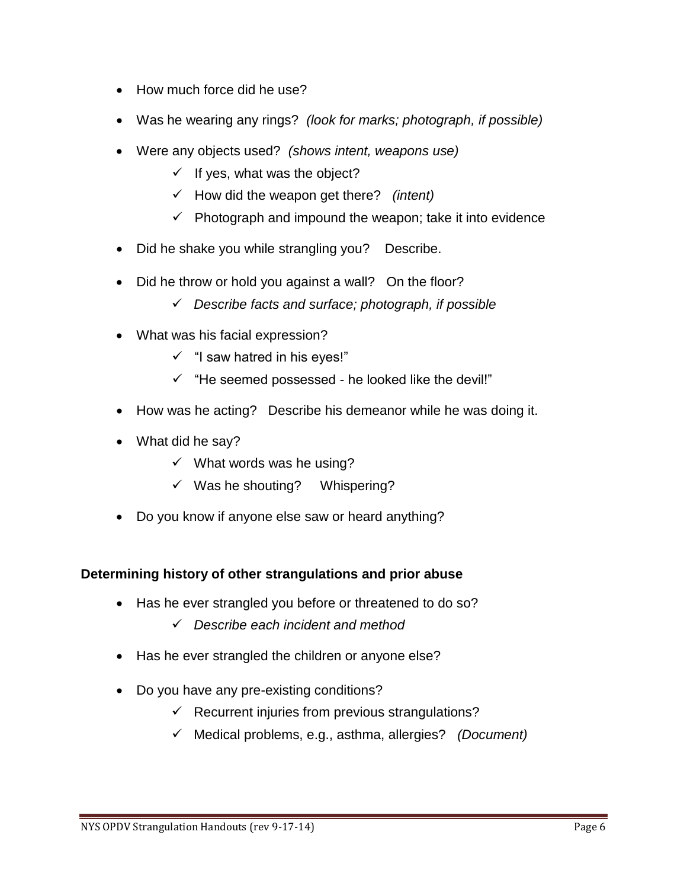- How much force did he use?
- Was he wearing any rings? *(look for marks; photograph, if possible)*
- Were any objects used? *(shows intent, weapons use)*
  - ✓ If yes, what was the object?
  - ✓ How did the weapon get there? *(intent)*
  - ✓ Photograph and impound the weapon; take it into evidence
- Did he shake you while strangling you? Describe.
- Did he throw or hold you against a wall? On the floor?
  - ✓ *Describe facts and surface; photograph, if possible*
- What was his facial expression?
  - ✓ "I saw hatred in his eyes!"
  - ✓ "He seemed possessed - he looked like the devil!"
- How was he acting? Describe his demeanor while he was doing it.
- What did he say?
  - ✓ What words was he using?
  - ✓ Was he shouting? Whispering?
- Do you know if anyone else saw or heard anything?

**Determining history of other strangulations and prior abuse**

- Has he ever strangled you before or threatened to do so?
  - ✓ *Describe each incident and method*
- Has he ever strangled the children or anyone else?
- Do you have any pre-existing conditions?
  - ✓ Recurrent injuries from previous strangulations?
  - ✓ Medical problems, e.g., asthma, allergies? *(Document)*